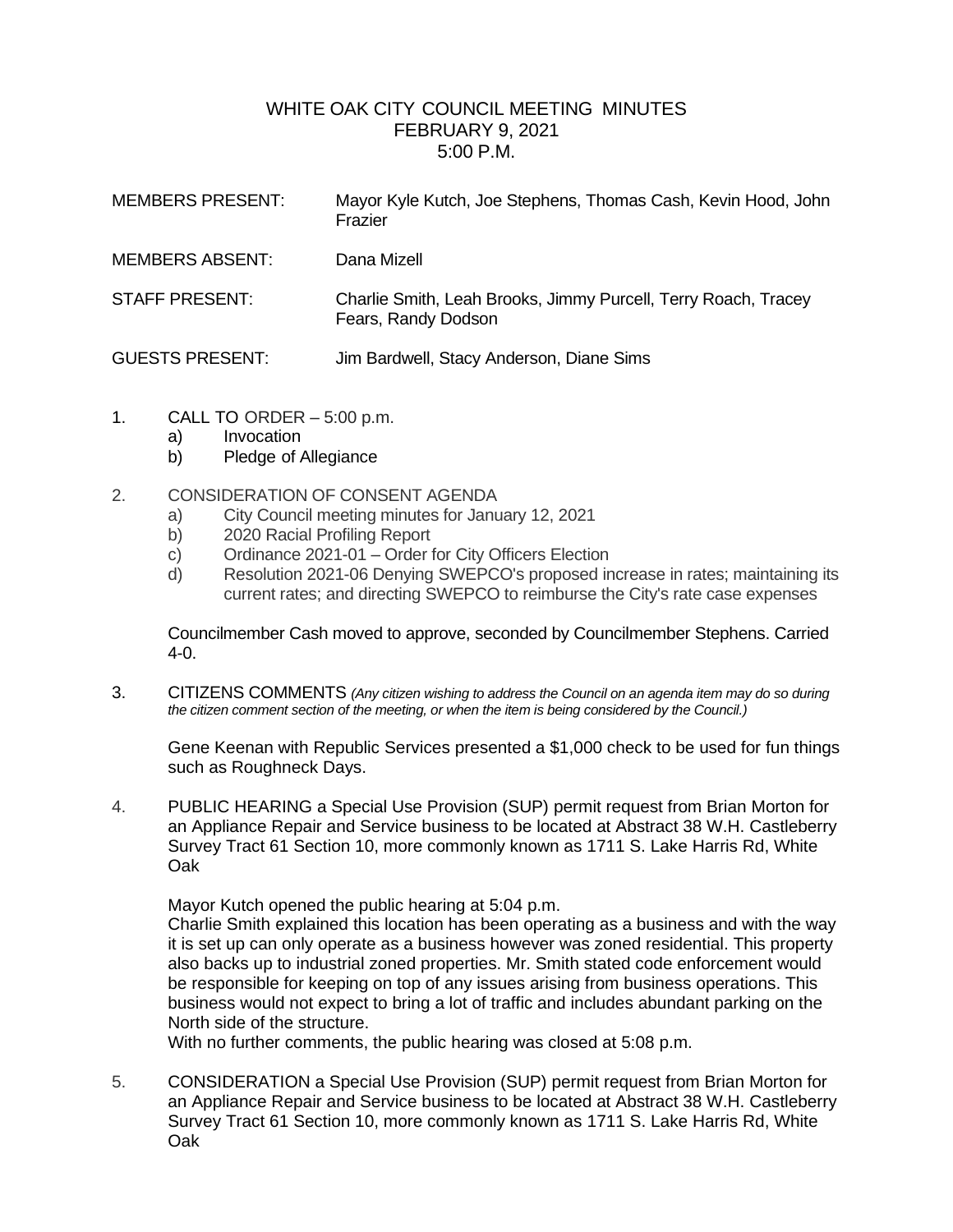# WHITE OAK CITY COUNCIL MEETING MINUTES
## FEBRUARY 9, 2021
## 5:00 P.M.

MEMBERS PRESENT: Mayor Kyle Kutch, Joe Stephens, Thomas Cash, Kevin Hood, John Frazier

MEMBERS ABSENT: Dana Mizell

STAFF PRESENT: Charlie Smith, Leah Brooks, Jimmy Purcell, Terry Roach, Tracey Fears, Randy Dodson

GUESTS PRESENT: Jim Bardwell, Stacy Anderson, Diane Sims

1. CALL TO ORDER – 5:00 p.m.
   a) Invocation
   b) Pledge of Allegiance

2. CONSIDERATION OF CONSENT AGENDA
   a) City Council meeting minutes for January 12, 2021
   b) 2020 Racial Profiling Report
   c) Ordinance 2021-01 – Order for City Officers Election
   d) Resolution 2021-06 Denying SWEPCO's proposed increase in rates; maintaining its current rates; and directing SWEPCO to reimburse the City's rate case expenses

   Councilmember Cash moved to approve, seconded by Councilmember Stephens. Carried 4-0.

3. CITIZENS COMMENTS *(Any citizen wishing to address the Council on an agenda item may do so during the citizen comment section of the meeting, or when the item is being considered by the Council.)*

   Gene Keenan with Republic Services presented a $1,000 check to be used for fun things such as Roughneck Days.

4. PUBLIC HEARING a Special Use Provision (SUP) permit request from Brian Morton for an Appliance Repair and Service business to be located at Abstract 38 W.H. Castleberry Survey Tract 61 Section 10, more commonly known as 1711 S. Lake Harris Rd, White Oak

   Mayor Kutch opened the public hearing at 5:04 p.m.
   Charlie Smith explained this location has been operating as a business and with the way it is set up can only operate as a business however was zoned residential. This property also backs up to industrial zoned properties. Mr. Smith stated code enforcement would be responsible for keeping on top of any issues arising from business operations. This business would not expect to bring a lot of traffic and includes abundant parking on the North side of the structure.
   With no further comments, the public hearing was closed at 5:08 p.m.

5. CONSIDERATION a Special Use Provision (SUP) permit request from Brian Morton for an Appliance Repair and Service business to be located at Abstract 38 W.H. Castleberry Survey Tract 61 Section 10, more commonly known as 1711 S. Lake Harris Rd, White Oak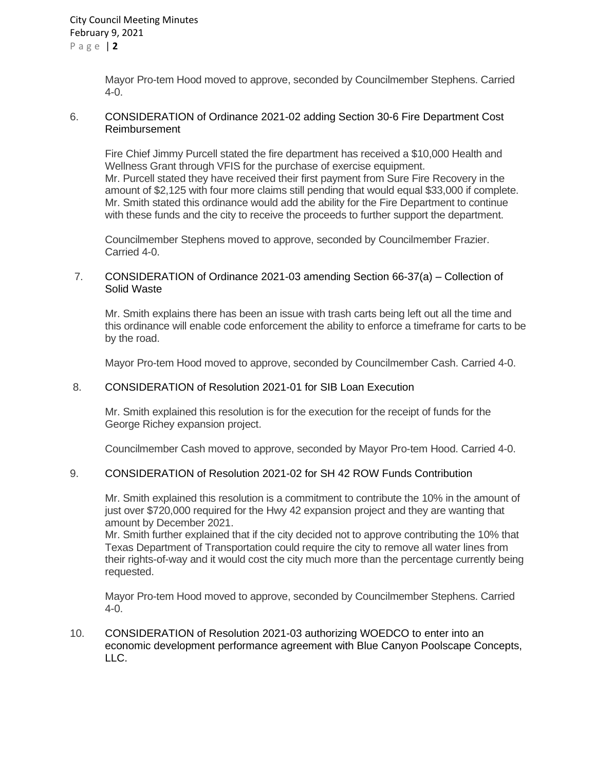Mayor Pro-tem Hood moved to approve, seconded by Councilmember Stephens. Carried 4-0.

6. CONSIDERATION of Ordinance 2021-02 adding Section 30-6 Fire Department Cost Reimbursement

   Fire Chief Jimmy Purcell stated the fire department has received a $10,000 Health and Wellness Grant through VFIS for the purchase of exercise equipment.
   Mr. Purcell stated they have received their first payment from Sure Fire Recovery in the amount of $2,125 with four more claims still pending that would equal $33,000 if complete.
   Mr. Smith stated this ordinance would add the ability for the Fire Department to continue with these funds and the city to receive the proceeds to further support the department.

   Councilmember Stephens moved to approve, seconded by Councilmember Frazier. Carried 4-0.

7. CONSIDERATION of Ordinance 2021-03 amending Section 66-37(a) – Collection of Solid Waste

   Mr. Smith explains there has been an issue with trash carts being left out all the time and this ordinance will enable code enforcement the ability to enforce a timeframe for carts to be by the road.

   Mayor Pro-tem Hood moved to approve, seconded by Councilmember Cash. Carried 4-0.

8. CONSIDERATION of Resolution 2021-01 for SIB Loan Execution

   Mr. Smith explained this resolution is for the execution for the receipt of funds for the George Richey expansion project.

   Councilmember Cash moved to approve, seconded by Mayor Pro-tem Hood. Carried 4-0.

9. CONSIDERATION of Resolution 2021-02 for SH 42 ROW Funds Contribution

   Mr. Smith explained this resolution is a commitment to contribute the 10% in the amount of just over $720,000 required for the Hwy 42 expansion project and they are wanting that amount by December 2021.
   Mr. Smith further explained that if the city decided not to approve contributing the 10% that Texas Department of Transportation could require the city to remove all water lines from their rights-of-way and it would cost the city much more than the percentage currently being requested.

   Mayor Pro-tem Hood moved to approve, seconded by Councilmember Stephens. Carried 4-0.

10. CONSIDERATION of Resolution 2021-03 authorizing WOEDCO to enter into an economic development performance agreement with Blue Canyon Poolscape Concepts, LLC.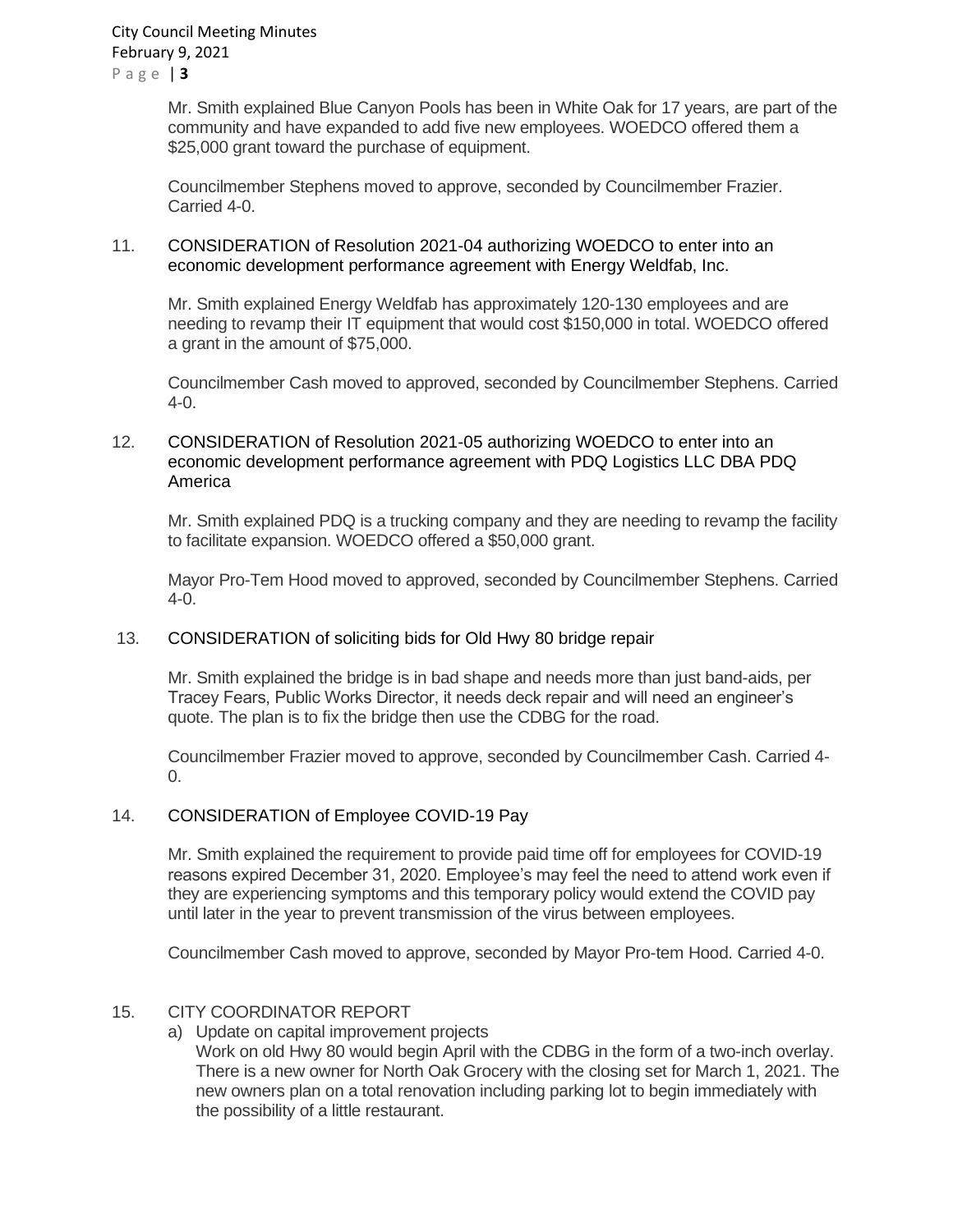Mr. Smith explained Blue Canyon Pools has been in White Oak for 17 years, are part of the community and have expanded to add five new employees. WOEDCO offered them a $25,000 grant toward the purchase of equipment.

Councilmember Stephens moved to approve, seconded by Councilmember Frazier. Carried 4-0.

11. CONSIDERATION of Resolution 2021-04 authorizing WOEDCO to enter into an economic development performance agreement with Energy Weldfab, Inc.

Mr. Smith explained Energy Weldfab has approximately 120-130 employees and are needing to revamp their IT equipment that would cost $150,000 in total. WOEDCO offered a grant in the amount of $75,000.

Councilmember Cash moved to approved, seconded by Councilmember Stephens. Carried 4-0.

12. CONSIDERATION of Resolution 2021-05 authorizing WOEDCO to enter into an economic development performance agreement with PDQ Logistics LLC DBA PDQ America

Mr. Smith explained PDQ is a trucking company and they are needing to revamp the facility to facilitate expansion. WOEDCO offered a $50,000 grant.

Mayor Pro-Tem Hood moved to approved, seconded by Councilmember Stephens. Carried 4-0.

13. CONSIDERATION of soliciting bids for Old Hwy 80 bridge repair

Mr. Smith explained the bridge is in bad shape and needs more than just band-aids, per Tracey Fears, Public Works Director, it needs deck repair and will need an engineer's quote. The plan is to fix the bridge then use the CDBG for the road.

Councilmember Frazier moved to approve, seconded by Councilmember Cash. Carried 4-0.

14. CONSIDERATION of Employee COVID-19 Pay

Mr. Smith explained the requirement to provide paid time off for employees for COVID-19 reasons expired December 31, 2020. Employee's may feel the need to attend work even if they are experiencing symptoms and this temporary policy would extend the COVID pay until later in the year to prevent transmission of the virus between employees.

Councilmember Cash moved to approve, seconded by Mayor Pro-tem Hood. Carried 4-0.

15. CITY COORDINATOR REPORT

a) Update on capital improvement projects
   Work on old Hwy 80 would begin April with the CDBG in the form of a two-inch overlay. There is a new owner for North Oak Grocery with the closing set for March 1, 2021. The new owners plan on a total renovation including parking lot to begin immediately with the possibility of a little restaurant.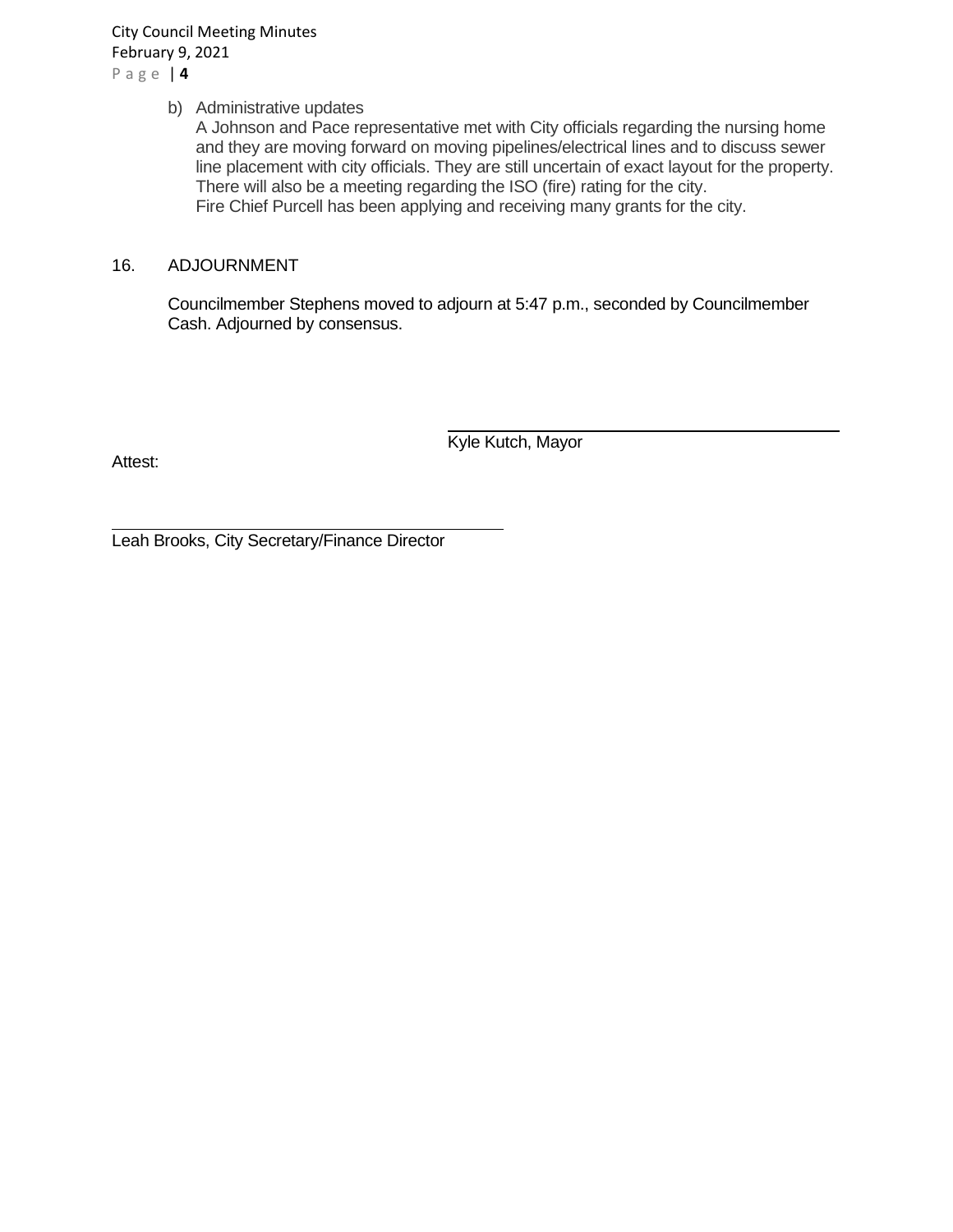b) Administrative updates
   A Johnson and Pace representative met with City officials regarding the nursing home and they are moving forward on moving pipelines/electrical lines and to discuss sewer line placement with city officials. They are still uncertain of exact layout for the property. There will also be a meeting regarding the ISO (fire) rating for the city.
   Fire Chief Purcell has been applying and receiving many grants for the city.

16. ADJOURNMENT

Councilmember Stephens moved to adjourn at 5:47 p.m., seconded by Councilmember Cash. Adjourned by consensus.

\_\_\_\_\_\_\_\_\_\_\_\_\_\_\_\_\_\_\_\_\_\_\_\_\_\_\_\_\_\_\_\_\_\_\_\_
Kyle Kutch, Mayor

Attest:

\_\_\_\_\_\_\_\_\_\_\_\_\_\_\_\_\_\_\_\_\_\_\_\_\_\_\_\_\_\_\_\_\_\_\_\_
Leah Brooks, City Secretary/Finance Director